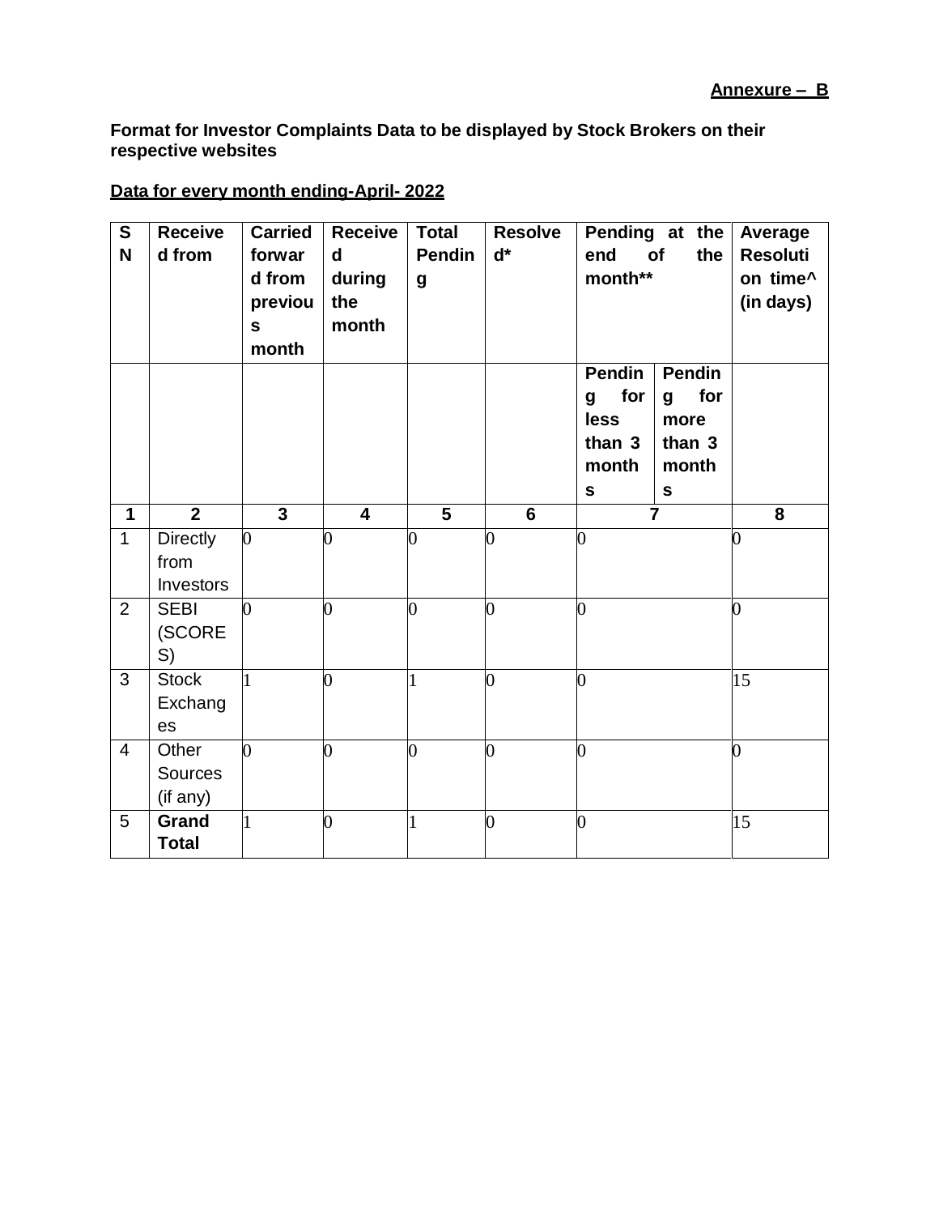**Annexure – B**

**Format for Investor Complaints Data to be displayed by Stock Brokers on their respective websites**

**Data for every month ending-April- 2022**

| SN | Received from | Carried forward from previous month | Received during the month | Total Pending | Resolved* | Pending at the end of the month** | | Average Resolution time^ (in days) |
|---|---|---|---|---|---|---|---|---|
| | | | | | | Pending for less than 3 months | Pending for more than 3 months | |
| 1 | 2 | 3 | 4 | 5 | 6 | 7 | | 8 |
| 1 | Directly from Investors | 0 | 0 | 0 | 0 | 0 | | 0 |
| 2 | SEBI (SCORES) | 0 | 0 | 0 | 0 | 0 | | 0 |
| 3 | Stock Exchanges | 1 | 0 | 1 | 0 | 0 | | 15 |
| 4 | Other Sources (if any) | 0 | 0 | 0 | 0 | 0 | | 0 |
| 5 | **Grand Total** | 1 | 0 | 1 | 0 | 0 | | 15 |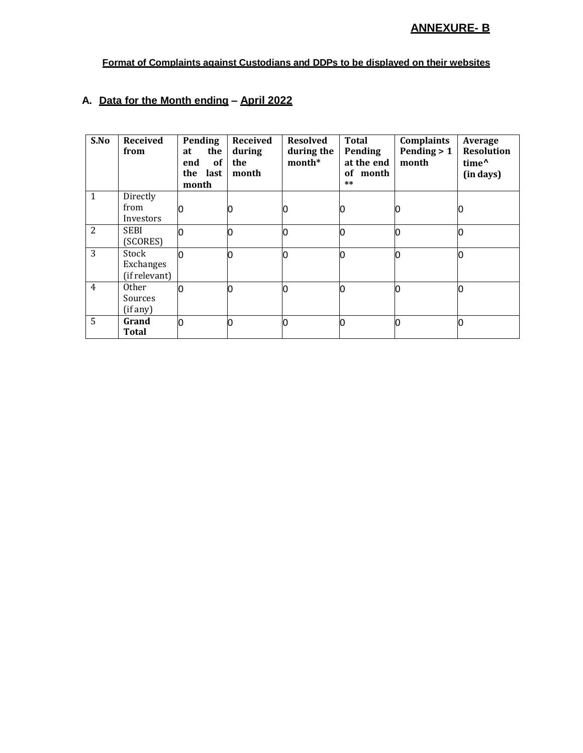**ANNEXURE- B**

**Format of Complaints against Custodians and DDPs to be displayed on their websites**

## A. Data for the Month ending – April 2022

| S.No | Received from | Pending at the end of the last month | Received during the month | Resolved during the month* | Total Pending at the end of month ** | Complaints Pending > 1 month | Average Resolution time^ (in days) |
|---|---|---|---|---|---|---|---|
| 1 | Directly from Investors | 0 | 0 | 0 | 0 | 0 | 0 |
| 2 | SEBI (SCORES) | 0 | 0 | 0 | 0 | 0 | 0 |
| 3 | Stock Exchanges (if relevant) | 0 | 0 | 0 | 0 | 0 | 0 |
| 4 | Other Sources (if any) | 0 | 0 | 0 | 0 | 0 | 0 |
| 5 | **Grand Total** | 0 | 0 | 0 | 0 | 0 | 0 |